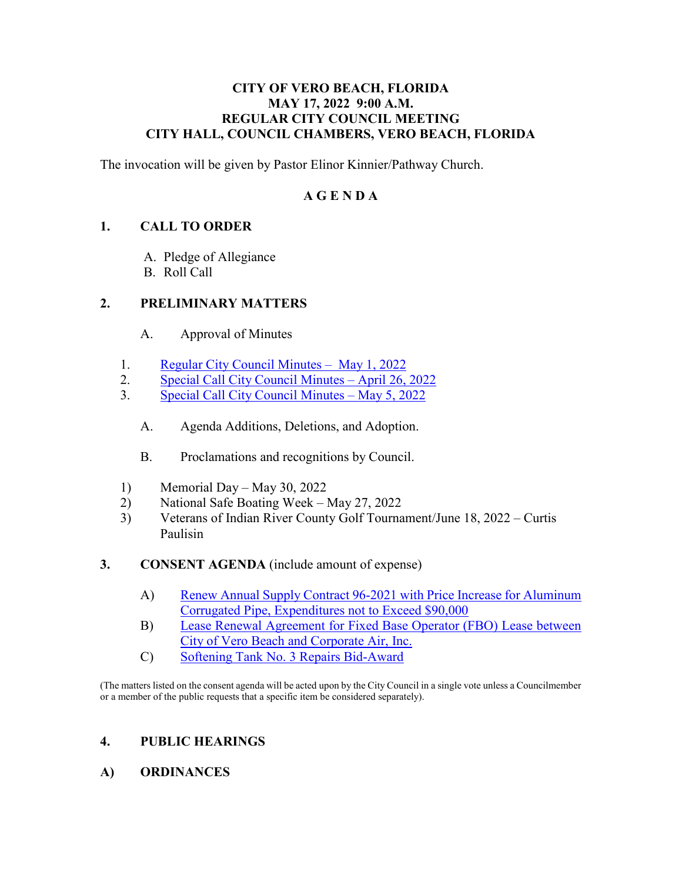**CITY OF VERO BEACH, FLORIDA**
**MAY 17, 2022 9:00 A.M.**
**REGULAR CITY COUNCIL MEETING**
**CITY HALL, COUNCIL CHAMBERS, VERO BEACH, FLORIDA**

The invocation will be given by Pastor Elinor Kinnier/Pathway Church.

**A G E N D A**

## 1. CALL TO ORDER

A. Pledge of Allegiance
B. Roll Call

## 2. PRELIMINARY MATTERS

A. Approval of Minutes

1. Regular City Council Minutes – May 1, 2022
2. Special Call City Council Minutes – April 26, 2022
3. Special Call City Council Minutes – May 5, 2022

A. Agenda Additions, Deletions, and Adoption.

B. Proclamations and recognitions by Council.

1) Memorial Day – May 30, 2022
2) National Safe Boating Week – May 27, 2022
3) Veterans of Indian River County Golf Tournament/June 18, 2022 – Curtis Paulisin

## 3. CONSENT AGENDA (include amount of expense)

A) Renew Annual Supply Contract 96-2021 with Price Increase for Aluminum Corrugated Pipe, Expenditures not to Exceed $90,000
B) Lease Renewal Agreement for Fixed Base Operator (FBO) Lease between City of Vero Beach and Corporate Air, Inc.
C) Softening Tank No. 3 Repairs Bid-Award

(The matters listed on the consent agenda will be acted upon by the City Council in a single vote unless a Councilmember or a member of the public requests that a specific item be considered separately).

## 4. PUBLIC HEARINGS

### A) ORDINANCES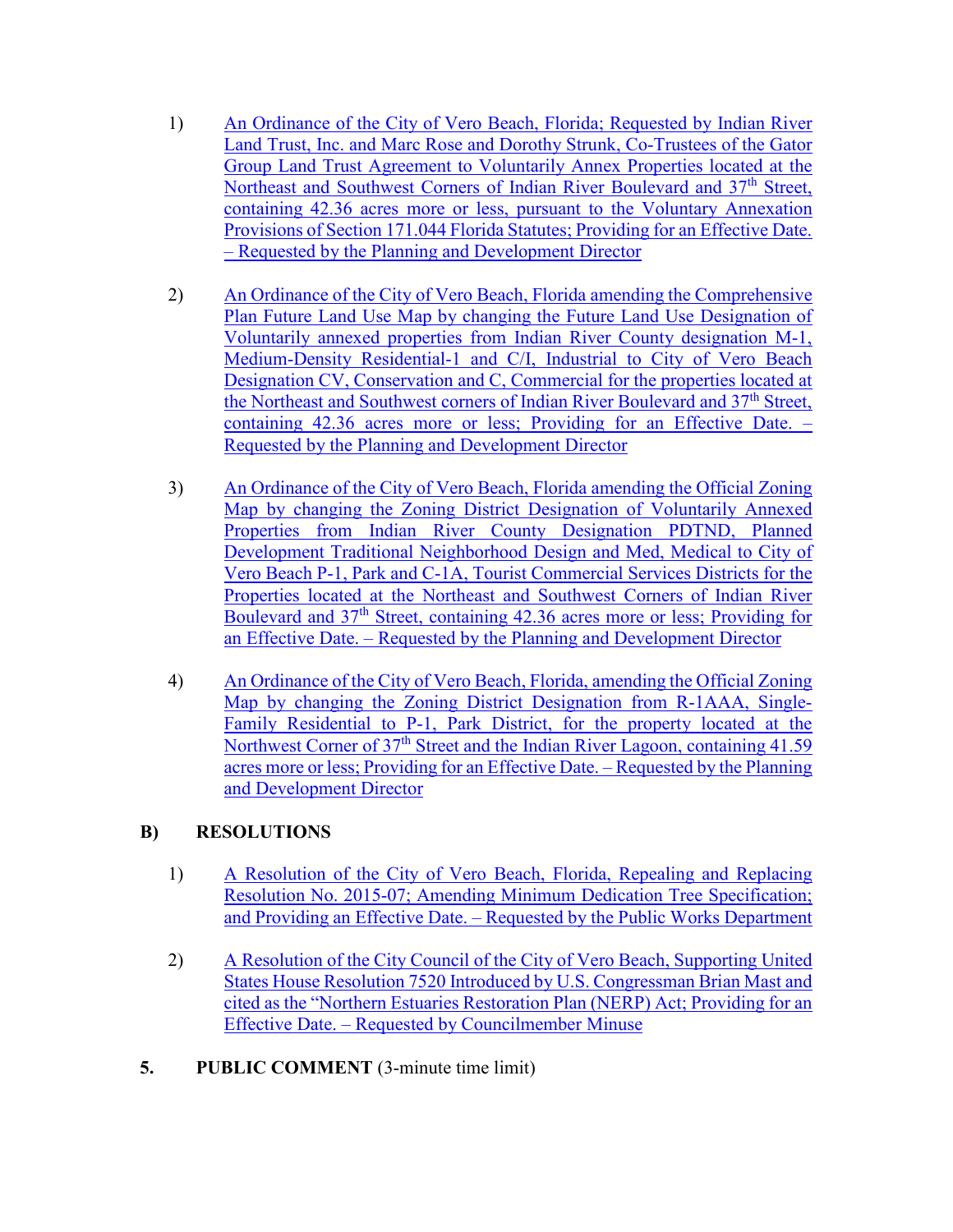1) An Ordinance of the City of Vero Beach, Florida; Requested by Indian River Land Trust, Inc. and Marc Rose and Dorothy Strunk, Co-Trustees of the Gator Group Land Trust Agreement to Voluntarily Annex Properties located at the Northeast and Southwest Corners of Indian River Boulevard and 37th Street, containing 42.36 acres more or less, pursuant to the Voluntary Annexation Provisions of Section 171.044 Florida Statutes; Providing for an Effective Date. – Requested by the Planning and Development Director

2) An Ordinance of the City of Vero Beach, Florida amending the Comprehensive Plan Future Land Use Map by changing the Future Land Use Designation of Voluntarily annexed properties from Indian River County designation M-1, Medium-Density Residential-1 and C/I, Industrial to City of Vero Beach Designation CV, Conservation and C, Commercial for the properties located at the Northeast and Southwest corners of Indian River Boulevard and 37th Street, containing 42.36 acres more or less; Providing for an Effective Date. – Requested by the Planning and Development Director

3) An Ordinance of the City of Vero Beach, Florida amending the Official Zoning Map by changing the Zoning District Designation of Voluntarily Annexed Properties from Indian River County Designation PDTND, Planned Development Traditional Neighborhood Design and Med, Medical to City of Vero Beach P-1, Park and C-1A, Tourist Commercial Services Districts for the Properties located at the Northeast and Southwest Corners of Indian River Boulevard and 37th Street, containing 42.36 acres more or less; Providing for an Effective Date. – Requested by the Planning and Development Director

4) An Ordinance of the City of Vero Beach, Florida, amending the Official Zoning Map by changing the Zoning District Designation from R-1AAA, Single-Family Residential to P-1, Park District, for the property located at the Northwest Corner of 37th Street and the Indian River Lagoon, containing 41.59 acres more or less; Providing for an Effective Date. – Requested by the Planning and Development Director

## B) RESOLUTIONS

1) A Resolution of the City of Vero Beach, Florida, Repealing and Replacing Resolution No. 2015-07; Amending Minimum Dedication Tree Specification; and Providing an Effective Date. – Requested by the Public Works Department

2) A Resolution of the City Council of the City of Vero Beach, Supporting United States House Resolution 7520 Introduced by U.S. Congressman Brian Mast and cited as the "Northern Estuaries Restoration Plan (NERP) Act; Providing for an Effective Date. – Requested by Councilmember Minuse

## 5. PUBLIC COMMENT (3-minute time limit)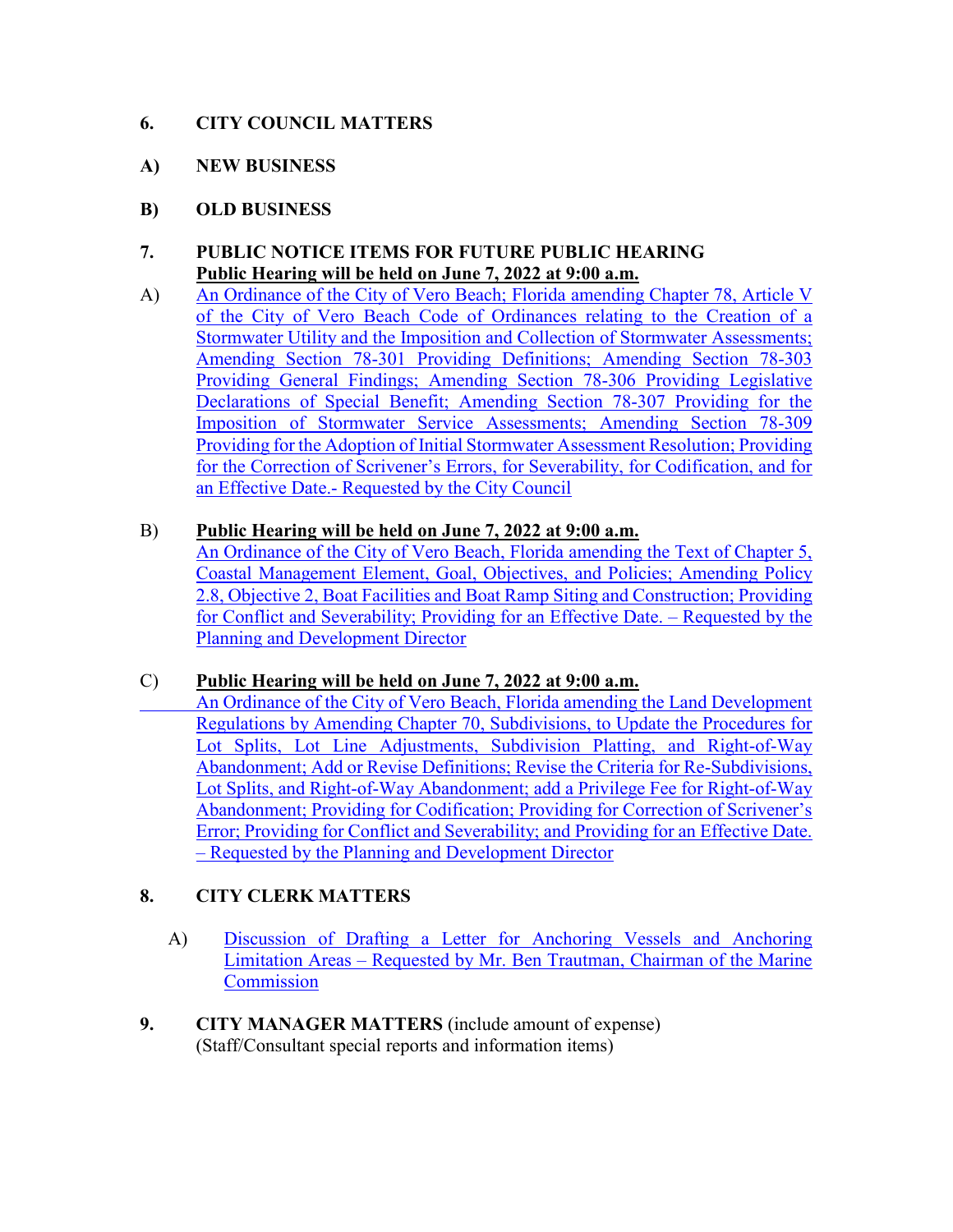## 6. CITY COUNCIL MATTERS

### A) NEW BUSINESS

### B) OLD BUSINESS

## 7. PUBLIC NOTICE ITEMS FOR FUTURE PUBLIC HEARING

**Public Hearing will be held on June 7, 2022 at 9:00 a.m.**

A) An Ordinance of the City of Vero Beach; Florida amending Chapter 78, Article V of the City of Vero Beach Code of Ordinances relating to the Creation of a Stormwater Utility and the Imposition and Collection of Stormwater Assessments; Amending Section 78-301 Providing Definitions; Amending Section 78-303 Providing General Findings; Amending Section 78-306 Providing Legislative Declarations of Special Benefit; Amending Section 78-307 Providing for the Imposition of Stormwater Service Assessments; Amending Section 78-309 Providing for the Adoption of Initial Stormwater Assessment Resolution; Providing for the Correction of Scrivener's Errors, for Severability, for Codification, and for an Effective Date.- Requested by the City Council

B) **Public Hearing will be held on June 7, 2022 at 9:00 a.m.**
An Ordinance of the City of Vero Beach, Florida amending the Text of Chapter 5, Coastal Management Element, Goal, Objectives, and Policies; Amending Policy 2.8, Objective 2, Boat Facilities and Boat Ramp Siting and Construction; Providing for Conflict and Severability; Providing for an Effective Date. – Requested by the Planning and Development Director

C) **Public Hearing will be held on June 7, 2022 at 9:00 a.m.**
An Ordinance of the City of Vero Beach, Florida amending the Land Development Regulations by Amending Chapter 70, Subdivisions, to Update the Procedures for Lot Splits, Lot Line Adjustments, Subdivision Platting, and Right-of-Way Abandonment; Add or Revise Definitions; Revise the Criteria for Re-Subdivisions, Lot Splits, and Right-of-Way Abandonment; add a Privilege Fee for Right-of-Way Abandonment; Providing for Codification; Providing for Correction of Scrivener's Error; Providing for Conflict and Severability; and Providing for an Effective Date. – Requested by the Planning and Development Director

## 8. CITY CLERK MATTERS

A) Discussion of Drafting a Letter for Anchoring Vessels and Anchoring Limitation Areas – Requested by Mr. Ben Trautman, Chairman of the Marine Commission

## 9. CITY MANAGER MATTERS (include amount of expense)

(Staff/Consultant special reports and information items)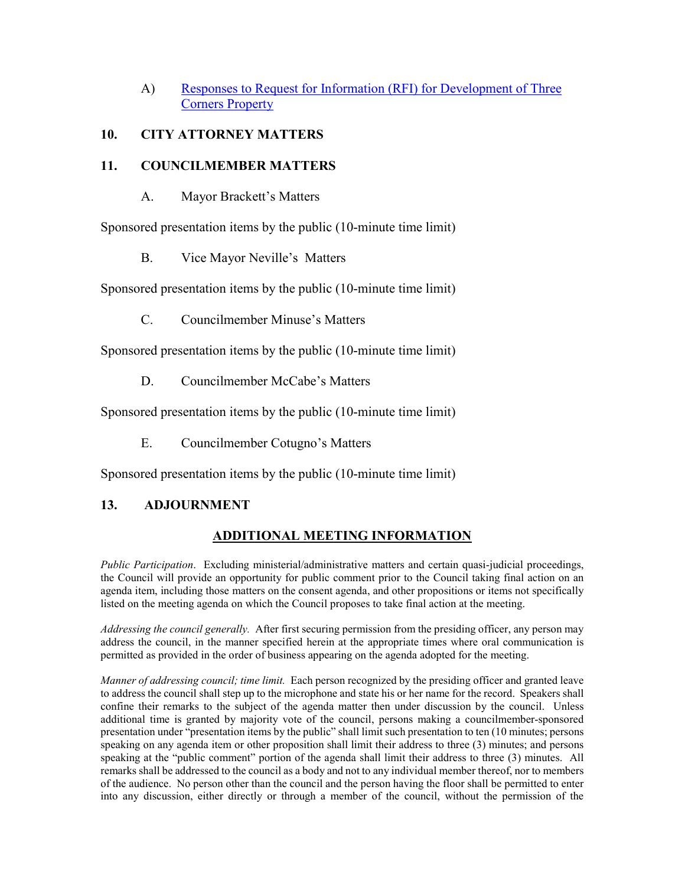A) [Responses to Request for Information (RFI) for Development of Three Corners Property]

## 10. CITY ATTORNEY MATTERS

## 11. COUNCILMEMBER MATTERS

A. Mayor Brackett's Matters

Sponsored presentation items by the public (10-minute time limit)

B. Vice Mayor Neville's Matters

Sponsored presentation items by the public (10-minute time limit)

C. Councilmember Minuse's Matters

Sponsored presentation items by the public (10-minute time limit)

D. Councilmember McCabe's Matters

Sponsored presentation items by the public (10-minute time limit)

E. Councilmember Cotugno's Matters

Sponsored presentation items by the public (10-minute time limit)

## 13. ADJOURNMENT

## ADDITIONAL MEETING INFORMATION

*Public Participation*. Excluding ministerial/administrative matters and certain quasi-judicial proceedings, the Council will provide an opportunity for public comment prior to the Council taking final action on an agenda item, including those matters on the consent agenda, and other propositions or items not specifically listed on the meeting agenda on which the Council proposes to take final action at the meeting.

*Addressing the council generally.* After first securing permission from the presiding officer, any person may address the council, in the manner specified herein at the appropriate times where oral communication is permitted as provided in the order of business appearing on the agenda adopted for the meeting.

*Manner of addressing council; time limit.* Each person recognized by the presiding officer and granted leave to address the council shall step up to the microphone and state his or her name for the record. Speakers shall confine their remarks to the subject of the agenda matter then under discussion by the council. Unless additional time is granted by majority vote of the council, persons making a councilmember-sponsored presentation under "presentation items by the public" shall limit such presentation to ten (10 minutes; persons speaking on any agenda item or other proposition shall limit their address to three (3) minutes; and persons speaking at the "public comment" portion of the agenda shall limit their address to three (3) minutes. All remarks shall be addressed to the council as a body and not to any individual member thereof, nor to members of the audience. No person other than the council and the person having the floor shall be permitted to enter into any discussion, either directly or through a member of the council, without the permission of the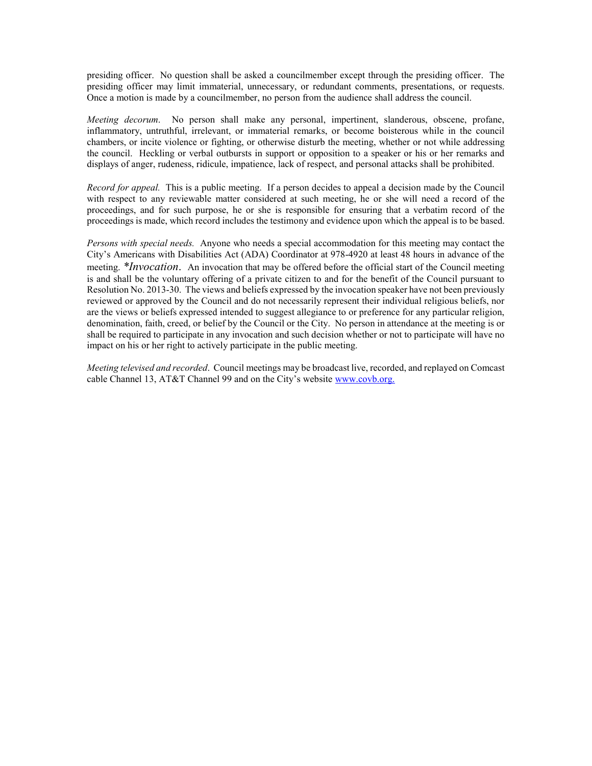presiding officer. No question shall be asked a councilmember except through the presiding officer. The presiding officer may limit immaterial, unnecessary, or redundant comments, presentations, or requests. Once a motion is made by a councilmember, no person from the audience shall address the council.

*Meeting decorum*. No person shall make any personal, impertinent, slanderous, obscene, profane, inflammatory, untruthful, irrelevant, or immaterial remarks, or become boisterous while in the council chambers, or incite violence or fighting, or otherwise disturb the meeting, whether or not while addressing the council. Heckling or verbal outbursts in support or opposition to a speaker or his or her remarks and displays of anger, rudeness, ridicule, impatience, lack of respect, and personal attacks shall be prohibited.

*Record for appeal.* This is a public meeting. If a person decides to appeal a decision made by the Council with respect to any reviewable matter considered at such meeting, he or she will need a record of the proceedings, and for such purpose, he or she is responsible for ensuring that a verbatim record of the proceedings is made, which record includes the testimony and evidence upon which the appeal is to be based.

*Persons with special needs.* Anyone who needs a special accommodation for this meeting may contact the City's Americans with Disabilities Act (ADA) Coordinator at 978-4920 at least 48 hours in advance of the meeting. *\*Invocation*. An invocation that may be offered before the official start of the Council meeting is and shall be the voluntary offering of a private citizen to and for the benefit of the Council pursuant to Resolution No. 2013-30. The views and beliefs expressed by the invocation speaker have not been previously reviewed or approved by the Council and do not necessarily represent their individual religious beliefs, nor are the views or beliefs expressed intended to suggest allegiance to or preference for any particular religion, denomination, faith, creed, or belief by the Council or the City. No person in attendance at the meeting is or shall be required to participate in any invocation and such decision whether or not to participate will have no impact on his or her right to actively participate in the public meeting.

*Meeting televised and recorded*. Council meetings may be broadcast live, recorded, and replayed on Comcast cable Channel 13, AT&T Channel 99 and on the City's website www.covb.org.